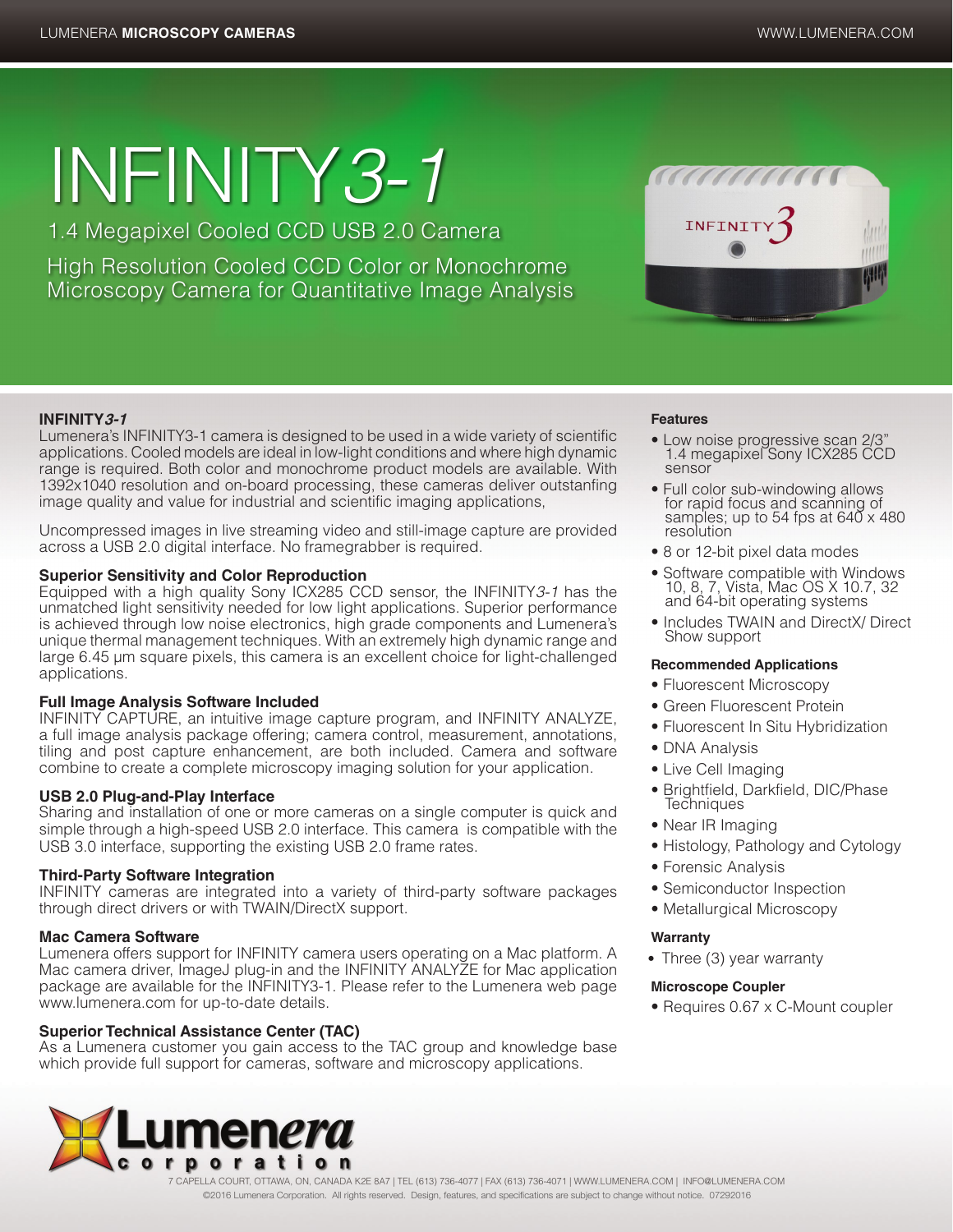# INFINITY*3-1*

1.4 Megapixel Cooled CCD USB 2.0 Camera

High Resolution Cooled CCD Color or Monochrome Microscopy Camera for Quantitative Image Analysis

## INFINITY*3-1*

Lumenera's INFINITY3-1 camera is designed to be used in a wide variety of scientific applications. Cooled models are ideal in low-light conditions and where high dynamic range is required. Both color and monochrome product models are available. With 1392x1040 resolution and on-board processing, these cameras deliver outstanfing image quality and value for industrial and scientific imaging applications,

Uncompressed images in live streaming video and still-image capture are provided across a USB 2.0 digital interface. No framegrabber is required.

### Superior Sensitivity and Color Reproduction

Equipped with a high quality Sony ICX285 CCD sensor, the INFINITY*3-1* has the unmatched light sensitivity needed for low light applications. Superior performance is achieved through low noise electronics, high grade components and Lumenera's unique thermal management techniques. With an extremely high dynamic range and large 6.45 µm square pixels, this camera is an excellent choice for light-challenged applications.

### Full Image Analysis Software Included

INFINITY CAPTURE, an intuitive image capture program, and INFINITY ANALYZE, a full image analysis package offering; camera control, measurement, annotations, tiling and post capture enhancement, are both included. Camera and software combine to create a complete microscopy imaging solution for your application.

### USB 2.0 Plug-and-Play Interface

Sharing and installation of one or more cameras on a single computer is quick and simple through a high-speed USB 2.0 interface. This camera is compatible with the USB 3.0 interface, supporting the existing USB 2.0 frame rates.

### Third-Party Software Integration

INFINITY cameras are integrated into a variety of third-party software packages through direct drivers or with TWAIN/DirectX support.

### Mac Camera Software

Lumenera offers support for INFINITY camera users operating on a Mac platform. A Mac camera driver, ImageJ plug-in and the INFINITY ANALYZE for Mac application package are available for the INFINITY3-1. Please refer to the Lumenera web page www.lumenera.com for up-to-date details.

### Superior Technical Assistance Center (TAC)

As a Lumenera customer you gain access to the TAC group and knowledge base which provide full support for cameras, software and microscopy applications.

### Features

- Low noise progressive scan 2/3" 1.4 megapixel Sony ICX285 CCD sensor
- Full color sub-windowing allows for rapid focus and scanning of samples; up to 54 fps at 640 x 480 resolution
- 8 or 12-bit pixel data modes
- Software compatible with Windows 10, 8, 7, Vista, Mac OS X 10.7, 32 and 64-bit operating systems
- Includes TWAIN and DirectX/ Direct Show support

### Recommended Applications

- Fluorescent Microscopy
- Green Fluorescent Protein
- Fluorescent In Situ Hybridization
- DNA Analysis
- Live Cell Imaging
- Brightfield, Darkfield, DIC/Phase Techniques
- Near IR Imaging
- Histology, Pathology and Cytology
- Forensic Analysis
- Semiconductor Inspection
- Metallurgical Microscopy

### Warranty

- Three (3) year warranty

### Microscope Coupler

- Requires 0.67 x C-Mount coupler

Lumenera corporation

7 CAPELLA COURT, OTTAWA, ON, CANADA K2E 8A7 | TEL (613) 736-4077 | FAX (613) 736-4071 | WWW.LUMENERA.COM | INFO@LUMENERA.COM

©2016 Lumenera Corporation. All rights reserved. Design, features, and specifications are subject to change without notice. 07292016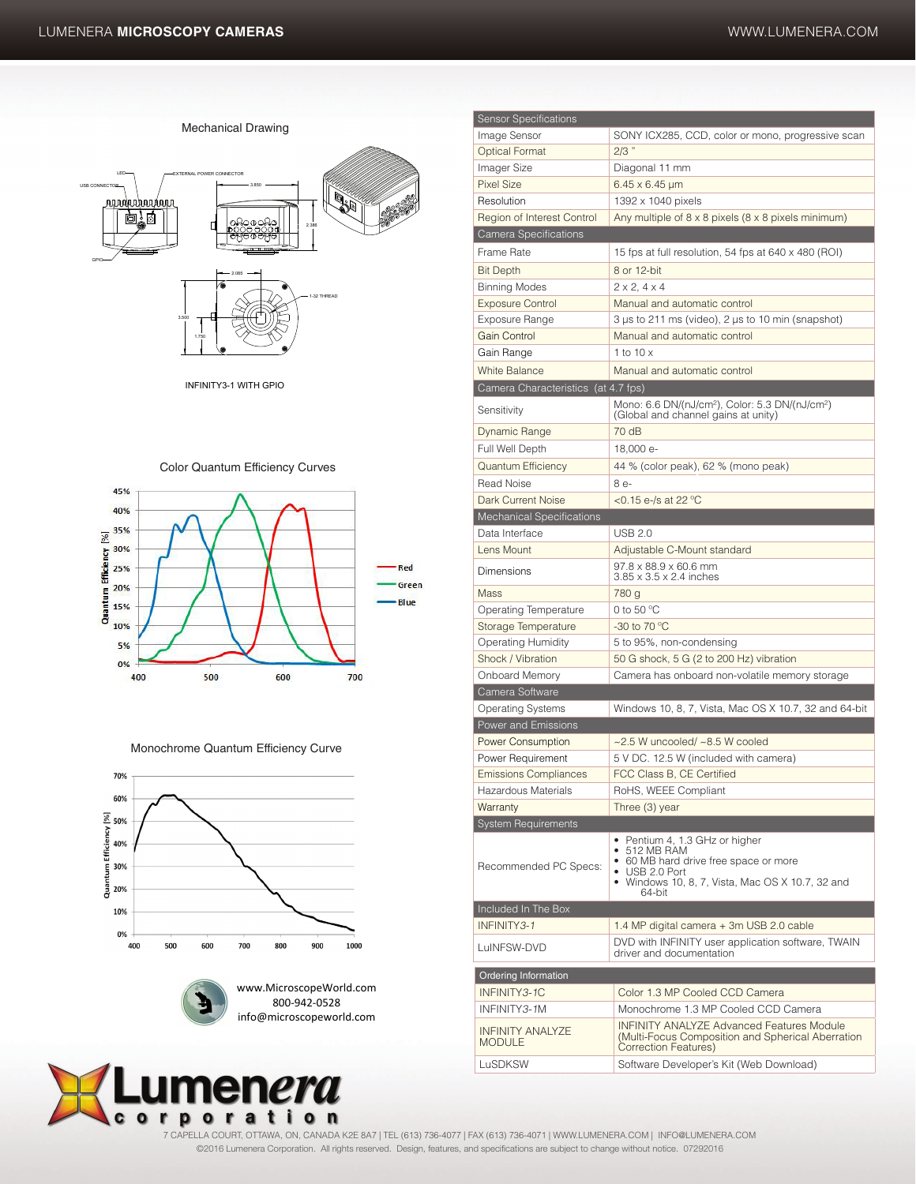## Mechanical Drawing

LED
EXTERNAL POWER CONNECTOR
USB CONNECTOR
3.850
2.386
GPIO
2.085
1-32 THREAD
3.500
1.750

INFINITY3-1 WITH GPIO

## Color Quantum Efficiency Curves

Quantum Efficiency [%]
45%
40%
35%
30%
25%
20%
15%
10%
5%
0%
400
500
600
700
Red
Green
Blue

## Monochrome Quantum Efficiency Curve

Quantum Efficiency [%]
70%
60%
50%
40%
30%
20%
10%
0%
400
500
600
700
800
900
1000

www.MicroscopeWorld.com
800-942-0528
info@microscopeworld.com

| | |
|---|---|
| **Sensor Specifications** | |
| Image Sensor | SONY ICX285, CCD, color or mono, progressive scan |
| Optical Format | 2/3 " |
| Imager Size | Diagonal 11 mm |
| Pixel Size | 6.45 x 6.45 μm |
| Resolution | 1392 x 1040 pixels |
| Region of Interest Control | Any multiple of 8 x 8 pixels (8 x 8 pixels minimum) |
| **Camera Specifications** | |
| Frame Rate | 15 fps at full resolution, 54 fps at 640 x 480 (ROI) |
| Bit Depth | 8 or 12-bit |
| Binning Modes | 2 x 2, 4 x 4 |
| Exposure Control | Manual and automatic control |
| Exposure Range | 3 μs to 211 ms (video), 2 μs to 10 min (snapshot) |
| Gain Control | Manual and automatic control |
| Gain Range | 1 to 10 x |
| White Balance | Manual and automatic control |
| **Camera Characteristics (at 4.7 fps)** | |
| Sensitivity | Mono: 6.6 DN/(nJ/cm²), Color: 5.3 DN/(nJ/cm²) (Global and channel gains at unity) |
| Dynamic Range | 70 dB |
| Full Well Depth | 18,000 e- |
| Quantum Efficiency | 44 % (color peak), 62 % (mono peak) |
| Read Noise | 8 e- |
| Dark Current Noise | <0.15 e-/s at 22 °C |
| **Mechanical Specifications** | |
| Data Interface | USB 2.0 |
| Lens Mount | Adjustable C-Mount standard |
| Dimensions | 97.8 x 88.9 x 60.6 mm<br>3.85 x 3.5 x 2.4 inches |
| Mass | 780 g |
| Operating Temperature | 0 to 50 °C |
| Storage Temperature | -30 to 70 °C |
| Operating Humidity | 5 to 95%, non-condensing |
| Shock / Vibration | 50 G shock, 5 G (2 to 200 Hz) vibration |
| Onboard Memory | Camera has onboard non-volatile memory storage |
| **Camera Software** | |
| Operating Systems | Windows 10, 8, 7, Vista, Mac OS X 10.7, 32 and 64-bit |
| **Power and Emissions** | |
| Power Consumption | ~2.5 W uncooled/ ~8.5 W cooled |
| Power Requirement | 5 V DC. 12.5 W (included with camera) |
| Emissions Compliances | FCC Class B, CE Certified |
| Hazardous Materials | RoHS, WEEE Compliant |
| Warranty | Three (3) year |
| **System Requirements** | |
| Recommended PC Specs: | • Pentium 4, 1.3 GHz or higher<br>• 512 MB RAM<br>• 60 MB hard drive free space or more<br>• USB 2.0 Port<br>• Windows 10, 8, 7, Vista, Mac OS X 10.7, 32 and 64-bit |
| **Included In The Box** | |
| INFINITY*3-1* | 1.4 MP digital camera + 3m USB 2.0 cable |
| LuINFSW-DVD | DVD with INFINITY user application software, TWAIN driver and documentation |

| Ordering Information | |
|---|---|
| INFINITY*3-1C* | Color 1.3 MP Cooled CCD Camera |
| INFINITY*3-1M* | Monochrome 1.3 MP Cooled CCD Camera |
| INFINITY ANALYZE MODULE | INFINITY ANALYZE Advanced Features Module (Multi-Focus Composition and Spherical Aberration Correction Features) |
| LuSDKSW | Software Developer's Kit (Web Download) |

Lumenera corporation

7 CAPELLA COURT, OTTAWA, ON, CANADA K2E 8A7 | TEL (613) 736-4077 | FAX (613) 736-4071 | WWW.LUMENERA.COM | INFO@LUMENERA.COM
©2016 Lumenera Corporation. All rights reserved. Design, features, and specifications are subject to change without notice. 07292016